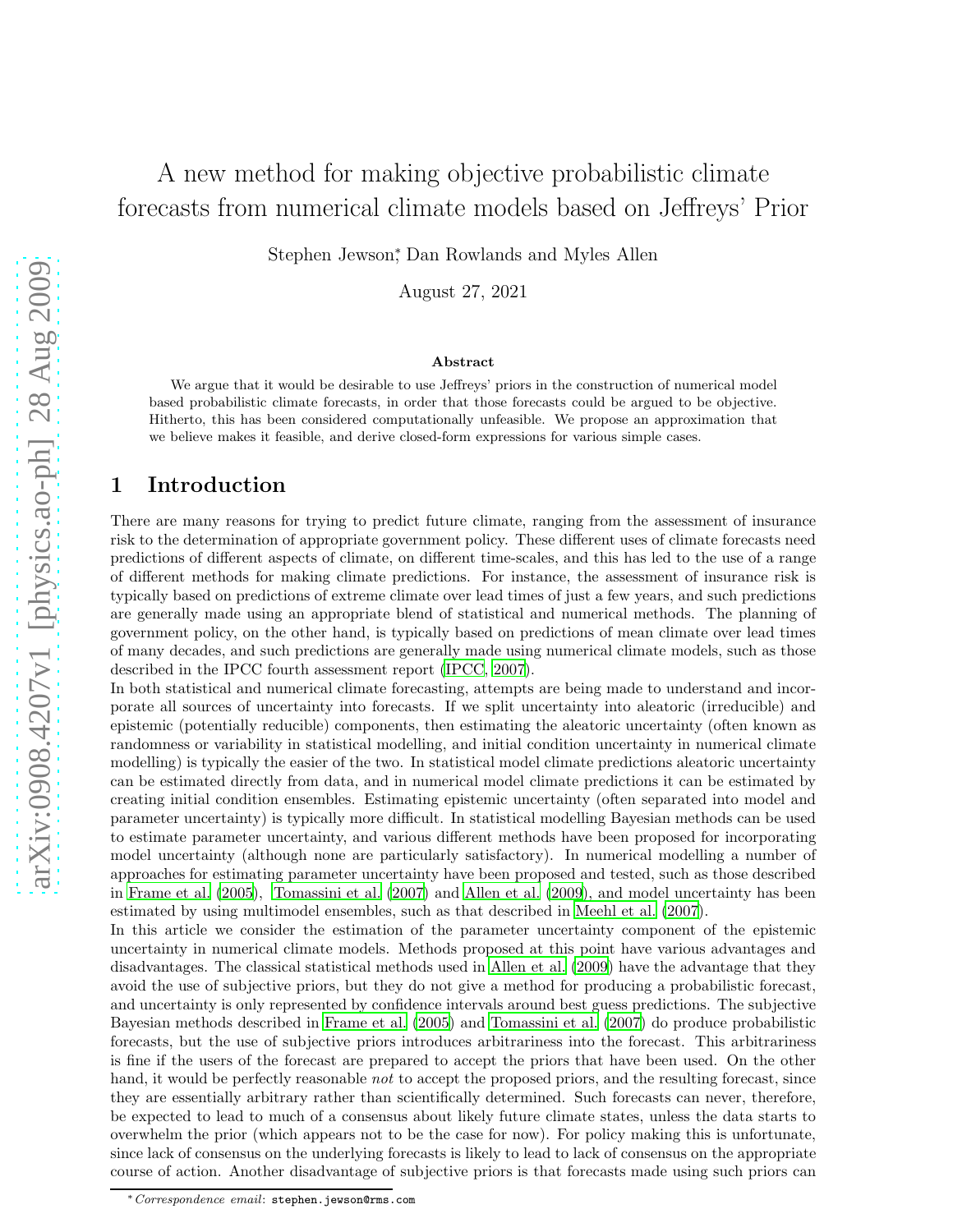# A new method for making objective probabilistic climate forecasts from numerical climate models based on Jeffreys' Prior

Stephen Jewson[*], Dan Rowlands and Myles Allen

August 27, 2021

### Abstract

We argue that it would be desirable to use Jeffreys' priors in the construction of numerical model based probabilistic climate forecasts, in order that those forecasts could be argued to be objective. Hitherto, this has been considered computationally unfeasible. We propose an approximation that we believe makes it feasible, and derive closed-form expressions for various simple cases.

## 1 Introduction

There are many reasons for trying to predict future climate, ranging from the assessment of insurance risk to the determination of appropriate government policy. These different uses of climate forecasts need predictions of different aspects of climate, on different time-scales, and this has led to the use of a range of different methods for making climate predictions. For instance, the assessment of insurance risk is typically based on predictions of extreme climate over lead times of just a few years, and such predictions are generally made using an appropriate blend of statistical and numerical methods. The planning of government policy, on the other hand, is typically based on predictions of mean climate over lead times of many decades, and such predictions are generally made using numerical climate models, such as those described in the IPCC fourth assessment report (IPCC, 2007).

In both statistical and numerical climate forecasting, attempts are being made to understand and incorporate all sources of uncertainty into forecasts. If we split uncertainty into aleatoric (irreducible) and epistemic (potentially reducible) components, then estimating the aleatoric uncertainty (often known as randomness or variability in statistical modelling, and initial condition uncertainty in numerical climate modelling) is typically the easier of the two. In statistical model climate predictions aleatoric uncertainty can be estimated directly from data, and in numerical model climate predictions it can be estimated by creating initial condition ensembles. Estimating epistemic uncertainty (often separated into model and parameter uncertainty) is typically more difficult. In statistical modelling Bayesian methods can be used to estimate parameter uncertainty, and various different methods have been proposed for incorporating model uncertainty (although none are particularly satisfactory). In numerical modelling a number of approaches for estimating parameter uncertainty have been proposed and tested, such as those described in Frame et al. (2005), Tomassini et al. (2007) and Allen et al. (2009), and model uncertainty has been estimated by using multimodel ensembles, such as that described in Meehl et al. (2007).

In this article we consider the estimation of the parameter uncertainty component of the epistemic uncertainty in numerical climate models. Methods proposed at this point have various advantages and disadvantages. The classical statistical methods used in Allen et al. (2009) have the advantage that they avoid the use of subjective priors, but they do not give a method for producing a probabilistic forecast, and uncertainty is only represented by confidence intervals around best guess predictions. The subjective Bayesian methods described in Frame et al. (2005) and Tomassini et al. (2007) do produce probabilistic forecasts, but the use of subjective priors introduces arbitrariness into the forecast. This arbitrariness is fine if the users of the forecast are prepared to accept the priors that have been used. On the other hand, it would be perfectly reasonable *not* to accept the proposed priors, and the resulting forecast, since they are essentially arbitrary rather than scientifically determined. Such forecasts can never, therefore, be expected to lead to much of a consensus about likely future climate states, unless the data starts to overwhelm the prior (which appears not to be the case for now). For policy making this is unfortunate, since lack of consensus on the underlying forecasts is likely to lead to lack of consensus on the appropriate course of action. Another disadvantage of subjective priors is that forecasts made using such priors can

[*] *Correspondence email*: stephen.jewson@rms.com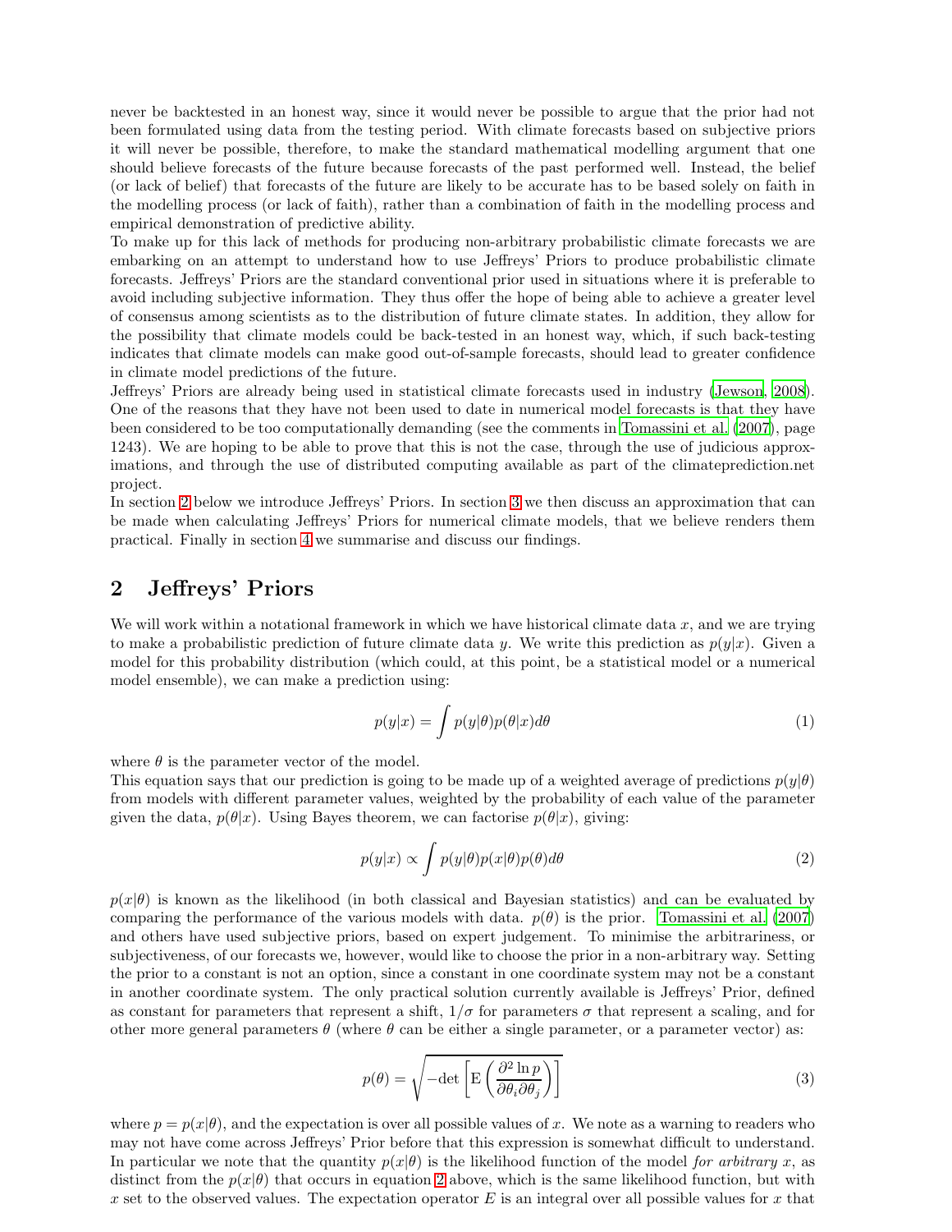never be backtested in an honest way, since it would never be possible to argue that the prior had not been formulated using data from the testing period. With climate forecasts based on subjective priors it will never be possible, therefore, to make the standard mathematical modelling argument that one should believe forecasts of the future because forecasts of the past performed well. Instead, the belief (or lack of belief) that forecasts of the future are likely to be accurate has to be based solely on faith in the modelling process (or lack of faith), rather than a combination of faith in the modelling process and empirical demonstration of predictive ability.

To make up for this lack of methods for producing non-arbitrary probabilistic climate forecasts we are embarking on an attempt to understand how to use Jeffreys' Priors to produce probabilistic climate forecasts. Jeffreys' Priors are the standard conventional prior used in situations where it is preferable to avoid including subjective information. They thus offer the hope of being able to achieve a greater level of consensus among scientists as to the distribution of future climate states. In addition, they allow for the possibility that climate models could be back-tested in an honest way, which, if such back-testing indicates that climate models can make good out-of-sample forecasts, should lead to greater confidence in climate model predictions of the future.

Jeffreys' Priors are already being used in statistical climate forecasts used in industry (Jewson, 2008). One of the reasons that they have not been used to date in numerical model forecasts is that they have been considered to be too computationally demanding (see the comments in Tomassini et al. (2007), page 1243). We are hoping to be able to prove that this is not the case, through the use of judicious approximations, and through the use of distributed computing available as part of the climateprediction.net project.

In section 2 below we introduce Jeffreys' Priors. In section 3 we then discuss an approximation that can be made when calculating Jeffreys' Priors for numerical climate models, that we believe renders them practical. Finally in section 4 we summarise and discuss our findings.

## 2 Jeffreys' Priors

We will work within a notational framework in which we have historical climate data $x$, and we are trying to make a probabilistic prediction of future climate data $y$. We write this prediction as $p(y|x)$. Given a model for this probability distribution (which could, at this point, be a statistical model or a numerical model ensemble), we can make a prediction using:

$$p(y|x) = \int p(y|\theta)p(\theta|x)d\theta \tag{1}$$

where $\theta$ is the parameter vector of the model.

This equation says that our prediction is going to be made up of a weighted average of predictions $p(y|\theta)$ from models with different parameter values, weighted by the probability of each value of the parameter given the data, $p(\theta|x)$. Using Bayes theorem, we can factorise $p(\theta|x)$, giving:

$$p(y|x) \propto \int p(y|\theta)p(x|\theta)p(\theta)d\theta \tag{2}$$

$p(x|\theta)$ is known as the likelihood (in both classical and Bayesian statistics) and can be evaluated by comparing the performance of the various models with data. $p(\theta)$ is the prior. Tomassini et al. (2007) and others have used subjective priors, based on expert judgement. To minimise the arbitrariness, or subjectiveness, of our forecasts we, however, would like to choose the prior in a non-arbitrary way. Setting the prior to a constant is not an option, since a constant in one coordinate system may not be a constant in another coordinate system. The only practical solution currently available is Jeffreys' Prior, defined as constant for parameters that represent a shift, $1/\sigma$ for parameters $\sigma$ that represent a scaling, and for other more general parameters $\theta$ (where $\theta$ can be either a single parameter, or a parameter vector) as:

$$p(\theta) = \sqrt{-\det\left[\mathrm{E}\left(\frac{\partial^2 \ln p}{\partial\theta_i \partial\theta_j}\right)\right]} \tag{3}$$

where $p = p(x|\theta)$, and the expectation is over all possible values of $x$. We note as a warning to readers who may not have come across Jeffreys' Prior before that this expression is somewhat difficult to understand. In particular we note that the quantity $p(x|\theta)$ is the likelihood function of the model *for arbitrary* $x$, as distinct from the $p(x|\theta)$ that occurs in equation 2 above, which is the same likelihood function, but with $x$ set to the observed values. The expectation operator $E$ is an integral over all possible values for $x$ that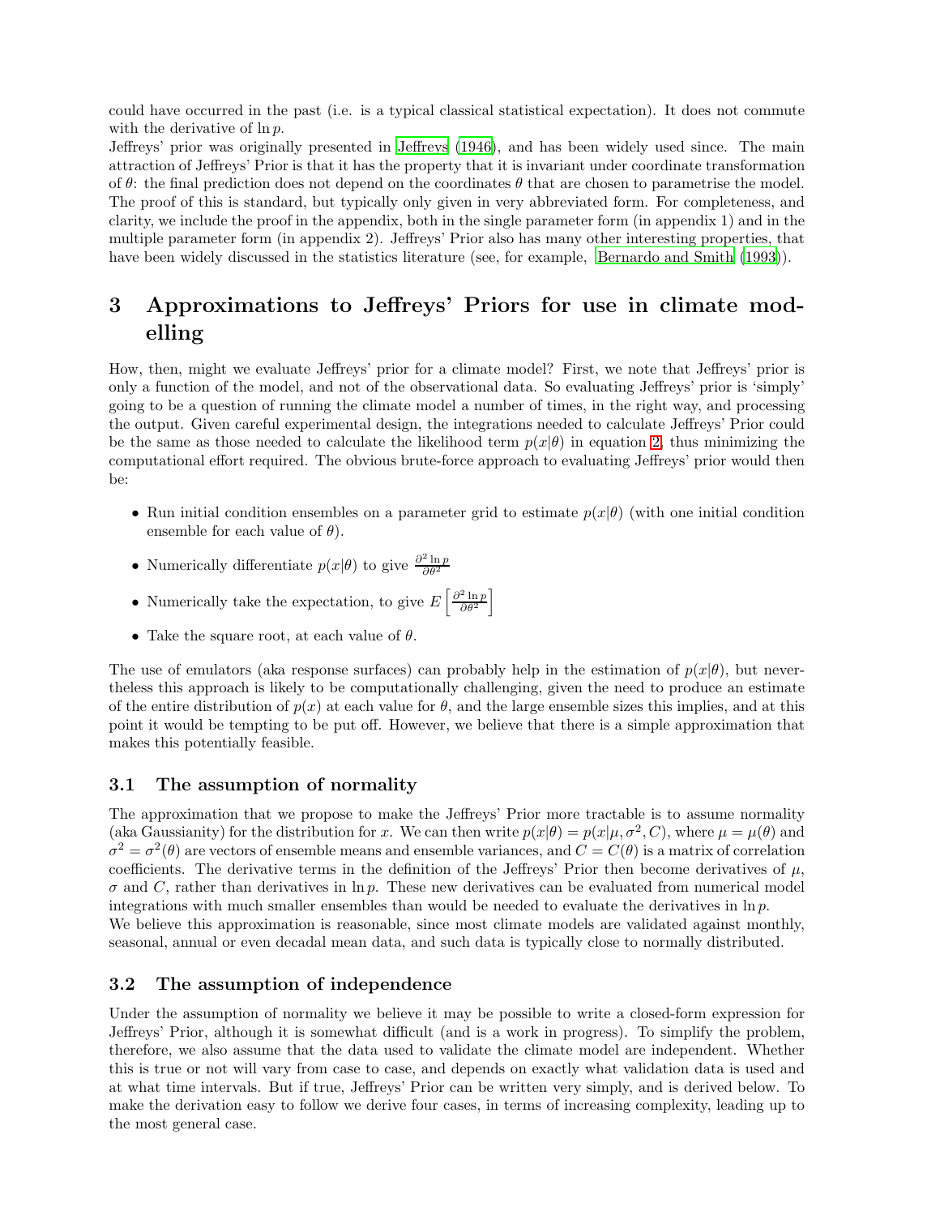could have occurred in the past (i.e. is a typical classical statistical expectation). It does not commute with the derivative of $\ln p$.

Jeffreys' prior was originally presented in Jeffreys (1946), and has been widely used since. The main attraction of Jeffreys' Prior is that it has the property that it is invariant under coordinate transformation of $\theta$: the final prediction does not depend on the coordinates $\theta$ that are chosen to parametrise the model. The proof of this is standard, but typically only given in very abbreviated form. For completeness, and clarity, we include the proof in the appendix, both in the single parameter form (in appendix 1) and in the multiple parameter form (in appendix 2). Jeffreys' Prior also has many other interesting properties, that have been widely discussed in the statistics literature (see, for example, Bernardo and Smith (1993)).

# 3 Approximations to Jeffreys' Priors for use in climate modelling

How, then, might we evaluate Jeffreys' prior for a climate model? First, we note that Jeffreys' prior is only a function of the model, and not of the observational data. So evaluating Jeffreys' prior is 'simply' going to be a question of running the climate model a number of times, in the right way, and processing the output. Given careful experimental design, the integrations needed to calculate Jeffreys' Prior could be the same as those needed to calculate the likelihood term $p(x|\theta)$ in equation 2, thus minimizing the computational effort required. The obvious brute-force approach to evaluating Jeffreys' prior would then be:

- Run initial condition ensembles on a parameter grid to estimate $p(x|\theta)$ (with one initial condition ensemble for each value of $\theta$).
- Numerically differentiate $p(x|\theta)$ to give $\frac{\partial^2 \ln p}{\partial \theta^2}$
- Numerically take the expectation, to give $E\left[\frac{\partial^2 \ln p}{\partial \theta^2}\right]$
- Take the square root, at each value of $\theta$.

The use of emulators (aka response surfaces) can probably help in the estimation of $p(x|\theta)$, but nevertheless this approach is likely to be computationally challenging, given the need to produce an estimate of the entire distribution of $p(x)$ at each value for $\theta$, and the large ensemble sizes this implies, and at this point it would be tempting to be put off. However, we believe that there is a simple approximation that makes this potentially feasible.

## 3.1 The assumption of normality

The approximation that we propose to make the Jeffreys' Prior more tractable is to assume normality (aka Gaussianity) for the distribution for $x$. We can then write $p(x|\theta) = p(x|\mu, \sigma^2, C)$, where $\mu = \mu(\theta)$ and $\sigma^2 = \sigma^2(\theta)$ are vectors of ensemble means and ensemble variances, and $C = C(\theta)$ is a matrix of correlation coefficients. The derivative terms in the definition of the Jeffreys' Prior then become derivatives of $\mu$, $\sigma$ and $C$, rather than derivatives in $\ln p$. These new derivatives can be evaluated from numerical model integrations with much smaller ensembles than would be needed to evaluate the derivatives in $\ln p$.

We believe this approximation is reasonable, since most climate models are validated against monthly, seasonal, annual or even decadal mean data, and such data is typically close to normally distributed.

## 3.2 The assumption of independence

Under the assumption of normality we believe it may be possible to write a closed-form expression for Jeffreys' Prior, although it is somewhat difficult (and is a work in progress). To simplify the problem, therefore, we also assume that the data used to validate the climate model are independent. Whether this is true or not will vary from case to case, and depends on exactly what validation data is used and at what time intervals. But if true, Jeffreys' Prior can be written very simply, and is derived below. To make the derivation easy to follow we derive four cases, in terms of increasing complexity, leading up to the most general case.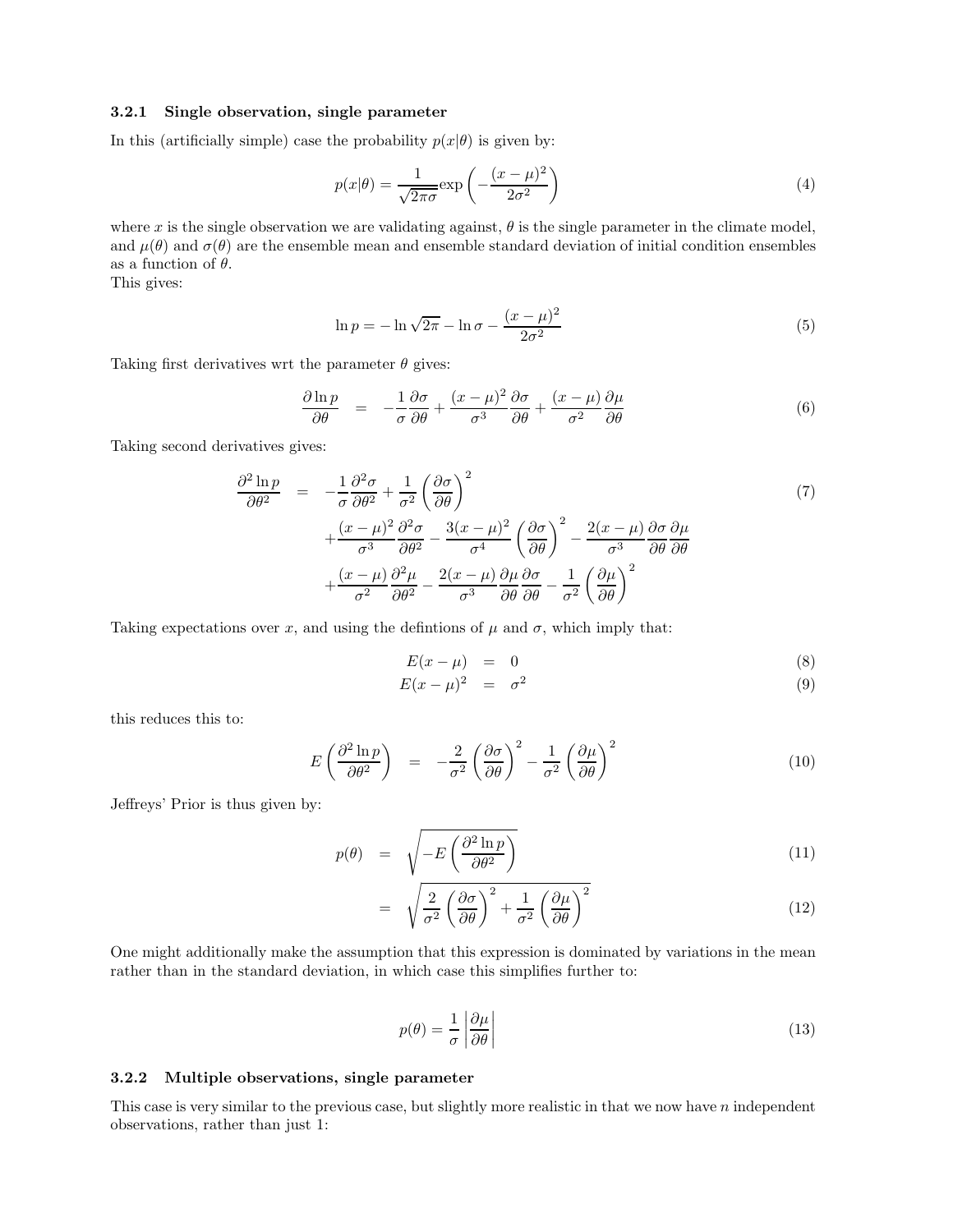### 3.2.1 Single observation, single parameter

In this (artificially simple) case the probability $p(x|\theta)$ is given by:

$$p(x|\theta) = \frac{1}{\sqrt{2\pi}\sigma} \exp\left(-\frac{(x-\mu)^2}{2\sigma^2}\right) \tag{4}$$

where $x$ is the single observation we are validating against, $\theta$ is the single parameter in the climate model, and $\mu(\theta)$ and $\sigma(\theta)$ are the ensemble mean and ensemble standard deviation of initial condition ensembles as a function of $\theta$.
This gives:

$$\ln p = -\ln\sqrt{2\pi} - \ln\sigma - \frac{(x-\mu)^2}{2\sigma^2} \tag{5}$$

Taking first derivatives wrt the parameter $\theta$ gives:

$$\frac{\partial \ln p}{\partial \theta} = -\frac{1}{\sigma}\frac{\partial \sigma}{\partial \theta} + \frac{(x-\mu)^2}{\sigma^3}\frac{\partial \sigma}{\partial \theta} + \frac{(x-\mu)}{\sigma^2}\frac{\partial \mu}{\partial \theta} \tag{6}$$

Taking second derivatives gives:

$$\begin{aligned}\frac{\partial^2 \ln p}{\partial \theta^2} = & -\frac{1}{\sigma}\frac{\partial^2 \sigma}{\partial \theta^2} + \frac{1}{\sigma^2}\left(\frac{\partial \sigma}{\partial \theta}\right)^2 \\ & + \frac{(x-\mu)^2}{\sigma^3}\frac{\partial^2 \sigma}{\partial \theta^2} - \frac{3(x-\mu)^2}{\sigma^4}\left(\frac{\partial \sigma}{\partial \theta}\right)^2 - \frac{2(x-\mu)}{\sigma^3}\frac{\partial \sigma}{\partial \theta}\frac{\partial \mu}{\partial \theta} \\ & + \frac{(x-\mu)}{\sigma^2}\frac{\partial^2 \mu}{\partial \theta^2} - \frac{2(x-\mu)}{\sigma^3}\frac{\partial \mu}{\partial \theta}\frac{\partial \sigma}{\partial \theta} - \frac{1}{\sigma^2}\left(\frac{\partial \mu}{\partial \theta}\right)^2\end{aligned} \tag{7}$$

Taking expectations over $x$, and using the defintions of $\mu$ and $\sigma$, which imply that:

$$E(x-\mu) = 0 \tag{8}$$

$$E(x-\mu)^2 = \sigma^2 \tag{9}$$

this reduces this to:

$$E\left(\frac{\partial^2 \ln p}{\partial \theta^2}\right) = -\frac{2}{\sigma^2}\left(\frac{\partial \sigma}{\partial \theta}\right)^2 - \frac{1}{\sigma^2}\left(\frac{\partial \mu}{\partial \theta}\right)^2 \tag{10}$$

Jeffreys' Prior is thus given by:

$$p(\theta) = \sqrt{-E\left(\frac{\partial^2 \ln p}{\partial \theta^2}\right)} \tag{11}$$

$$= \sqrt{\frac{2}{\sigma^2}\left(\frac{\partial \sigma}{\partial \theta}\right)^2 + \frac{1}{\sigma^2}\left(\frac{\partial \mu}{\partial \theta}\right)^2} \tag{12}$$

One might additionally make the assumption that this expression is dominated by variations in the mean rather than in the standard deviation, in which case this simplifies further to:

$$p(\theta) = \frac{1}{\sigma}\left|\frac{\partial \mu}{\partial \theta}\right| \tag{13}$$

### 3.2.2 Multiple observations, single parameter

This case is very similar to the previous case, but slightly more realistic in that we now have $n$ independent observations, rather than just 1: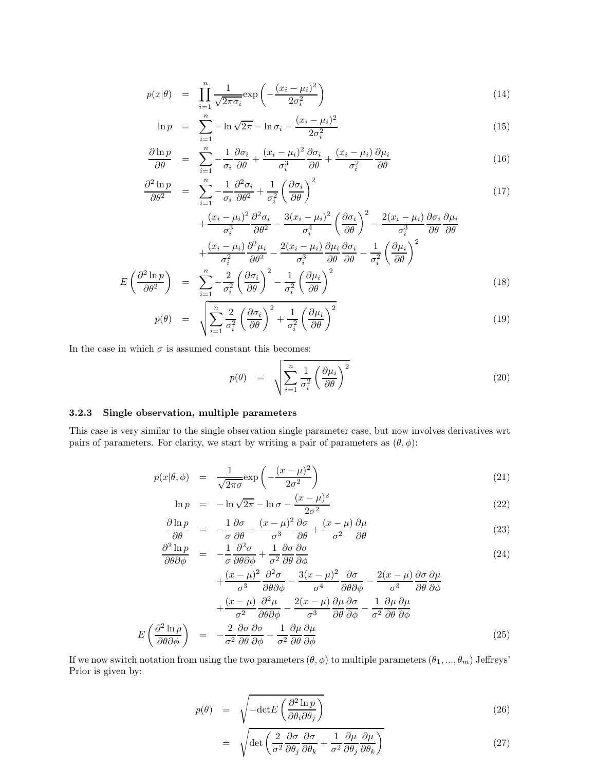$$p(x|\theta) = \prod_{i=1}^{n} \frac{1}{\sqrt{2\pi}\sigma_i} \exp\left(-\frac{(x_i-\mu_i)^2}{2\sigma_i^2}\right) \tag{14}$$

$$\ln p = \sum_{i=1}^{n} -\ln\sqrt{2\pi} - \ln\sigma_i - \frac{(x_i-\mu_i)^2}{2\sigma_i^2} \tag{15}$$

$$\frac{\partial \ln p}{\partial\theta} = \sum_{i=1}^{n} -\frac{1}{\sigma_i}\frac{\partial\sigma_i}{\partial\theta} + \frac{(x_i-\mu_i)^2}{\sigma_i^3}\frac{\partial\sigma_i}{\partial\theta} + \frac{(x_i-\mu_i)}{\sigma_i^2}\frac{\partial\mu_i}{\partial\theta} \tag{16}$$

$$\begin{aligned} \frac{\partial^2 \ln p}{\partial\theta^2} = \sum_{i=1}^{n} & -\frac{1}{\sigma_i}\frac{\partial^2\sigma_i}{\partial\theta^2} + \frac{1}{\sigma_i^2}\left(\frac{\partial\sigma_i}{\partial\theta}\right)^2 \\ & + \frac{(x_i-\mu_i)^2}{\sigma_i^3}\frac{\partial^2\sigma_i}{\partial\theta^2} - \frac{3(x_i-\mu_i)^2}{\sigma_i^4}\left(\frac{\partial\sigma_i}{\partial\theta}\right)^2 - \frac{2(x_i-\mu_i)}{\sigma_i^3}\frac{\partial\sigma_i}{\partial\theta}\frac{\partial\mu_i}{\partial\theta} \\ & + \frac{(x_i-\mu_i)}{\sigma_i^2}\frac{\partial^2\mu_i}{\partial\theta^2} - \frac{2(x_i-\mu_i)}{\sigma_i^3}\frac{\partial\mu_i}{\partial\theta}\frac{\partial\sigma_i}{\partial\theta} - \frac{1}{\sigma_i^2}\left(\frac{\partial\mu_i}{\partial\theta}\right)^2 \end{aligned} \tag{17}$$

$$E\left(\frac{\partial^2 \ln p}{\partial\theta^2}\right) = \sum_{i=1}^{n} -\frac{2}{\sigma_i^2}\left(\frac{\partial\sigma_i}{\partial\theta}\right)^2 - \frac{1}{\sigma_i^2}\left(\frac{\partial\mu_i}{\partial\theta}\right)^2 \tag{18}$$

$$p(\theta) = \sqrt{\sum_{i=1}^{n} \frac{2}{\sigma_i^2}\left(\frac{\partial\sigma_i}{\partial\theta}\right)^2 + \frac{1}{\sigma_i^2}\left(\frac{\partial\mu_i}{\partial\theta}\right)^2} \tag{19}$$

In the case in which $\sigma$ is assumed constant this becomes:

$$p(\theta) = \sqrt{\sum_{i=1}^{n} \frac{1}{\sigma_i^2}\left(\frac{\partial\mu_i}{\partial\theta}\right)^2} \tag{20}$$

### 3.2.3 Single observation, multiple parameters

This case is very similar to the single observation single parameter case, but now involves derivatives wrt pairs of parameters. For clarity, we start by writing a pair of parameters as $(\theta, \phi)$:

$$p(x|\theta,\phi) = \frac{1}{\sqrt{2\pi}\sigma} \exp\left(-\frac{(x-\mu)^2}{2\sigma^2}\right) \tag{21}$$

$$\ln p = -\ln\sqrt{2\pi} - \ln\sigma - \frac{(x-\mu)^2}{2\sigma^2} \tag{22}$$

$$\frac{\partial \ln p}{\partial\theta} = -\frac{1}{\sigma}\frac{\partial\sigma}{\partial\theta} + \frac{(x-\mu)^2}{\sigma^3}\frac{\partial\sigma}{\partial\theta} + \frac{(x-\mu)}{\sigma^2}\frac{\partial\mu}{\partial\theta} \tag{23}$$

$$\begin{aligned} \frac{\partial^2 \ln p}{\partial\theta\partial\phi} = & -\frac{1}{\sigma}\frac{\partial^2\sigma}{\partial\theta\partial\phi} + \frac{1}{\sigma^2}\frac{\partial\sigma}{\partial\theta}\frac{\partial\sigma}{\partial\phi} \\ & + \frac{(x-\mu)^2}{\sigma^3}\frac{\partial^2\sigma}{\partial\theta\partial\phi} - \frac{3(x-\mu)^2}{\sigma^4}\frac{\partial\sigma}{\partial\theta\partial\phi} - \frac{2(x-\mu)}{\sigma^3}\frac{\partial\sigma}{\partial\theta}\frac{\partial\mu}{\partial\phi} \\ & + \frac{(x-\mu)}{\sigma^2}\frac{\partial^2\mu}{\partial\theta\partial\phi} - \frac{2(x-\mu)}{\sigma^3}\frac{\partial\mu}{\partial\theta}\frac{\partial\sigma}{\partial\phi} - \frac{1}{\sigma^2}\frac{\partial\mu}{\partial\theta}\frac{\partial\mu}{\partial\phi} \end{aligned} \tag{24}$$

$$E\left(\frac{\partial^2 \ln p}{\partial\theta\partial\phi}\right) = -\frac{2}{\sigma^2}\frac{\partial\sigma}{\partial\theta}\frac{\partial\sigma}{\partial\phi} - \frac{1}{\sigma^2}\frac{\partial\mu}{\partial\theta}\frac{\partial\mu}{\partial\phi} \tag{25}$$

If we now switch notation from using the two parameters $(\theta, \phi)$ to multiple parameters $(\theta_1, ..., \theta_m)$ Jeffreys' Prior is given by:

$$p(\theta) = \sqrt{-\det E\left(\frac{\partial^2 \ln p}{\partial\theta_i\partial\theta_j}\right)} \tag{26}$$

$$= \sqrt{\det\left(\frac{2}{\sigma^2}\frac{\partial\sigma}{\partial\theta_j}\frac{\partial\sigma}{\partial\theta_k} + \frac{1}{\sigma^2}\frac{\partial\mu}{\partial\theta_j}\frac{\partial\mu}{\partial\theta_k}\right)} \tag{27}$$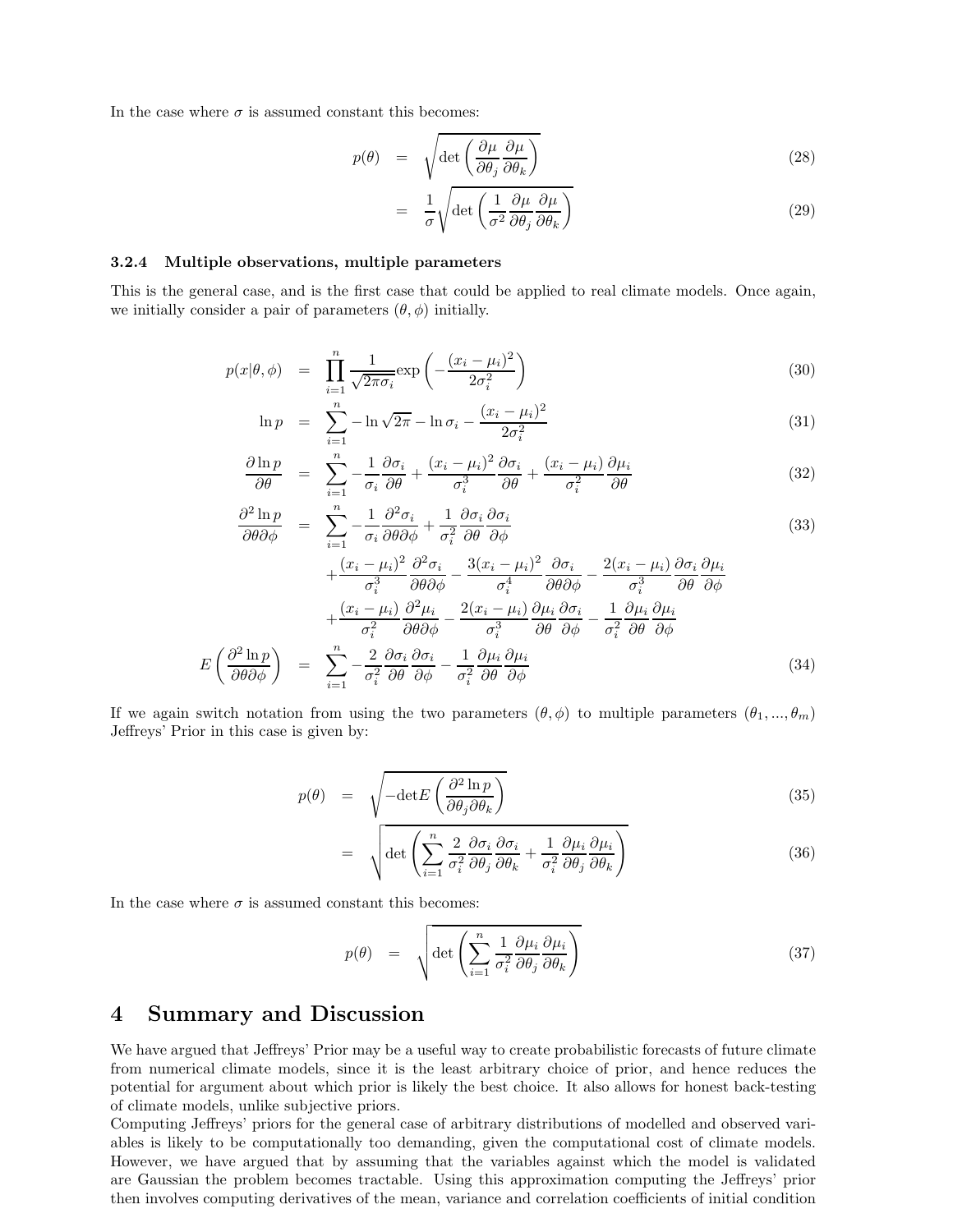In the case where $\sigma$ is assumed constant this becomes:

$$p(\theta) = \sqrt{\det\left(\frac{\partial \mu}{\partial \theta_j}\frac{\partial \mu}{\partial \theta_k}\right)} \tag{28}$$

$$= \frac{1}{\sigma}\sqrt{\det\left(\frac{1}{\sigma^2}\frac{\partial \mu}{\partial \theta_j}\frac{\partial \mu}{\partial \theta_k}\right)} \tag{29}$$

### 3.2.4 Multiple observations, multiple parameters

This is the general case, and is the first case that could be applied to real climate models. Once again, we initially consider a pair of parameters $(\theta, \phi)$ initially.

$$p(x|\theta,\phi) = \prod_{i=1}^{n} \frac{1}{\sqrt{2\pi}\sigma_i}\exp\left(-\frac{(x_i-\mu_i)^2}{2\sigma_i^2}\right) \tag{30}$$

$$\ln p = \sum_{i=1}^{n} -\ln\sqrt{2\pi} - \ln\sigma_i - \frac{(x_i-\mu_i)^2}{2\sigma_i^2} \tag{31}$$

$$\frac{\partial \ln p}{\partial \theta} = \sum_{i=1}^{n} -\frac{1}{\sigma_i}\frac{\partial \sigma_i}{\partial \theta} + \frac{(x_i-\mu_i)^2}{\sigma_i^3}\frac{\partial \sigma_i}{\partial \theta} + \frac{(x_i-\mu_i)}{\sigma_i^2}\frac{\partial \mu_i}{\partial \theta} \tag{32}$$

$$\begin{aligned}\frac{\partial^2 \ln p}{\partial \theta \partial \phi} = \sum_{i=1}^{n} & -\frac{1}{\sigma_i}\frac{\partial^2 \sigma_i}{\partial \theta \partial \phi} + \frac{1}{\sigma_i^2}\frac{\partial \sigma_i}{\partial \theta}\frac{\partial \sigma_i}{\partial \phi} \\ & + \frac{(x_i-\mu_i)^2}{\sigma_i^3}\frac{\partial^2 \sigma_i}{\partial \theta \partial \phi} - \frac{3(x_i-\mu_i)^2}{\sigma_i^4}\frac{\partial \sigma_i}{\partial \theta \partial \phi} - \frac{2(x_i-\mu_i)}{\sigma_i^3}\frac{\partial \sigma_i}{\partial \theta}\frac{\partial \mu_i}{\partial \phi} \\ & + \frac{(x_i-\mu_i)}{\sigma_i^2}\frac{\partial^2 \mu_i}{\partial \theta \partial \phi} - \frac{2(x_i-\mu_i)}{\sigma_i^3}\frac{\partial \mu_i}{\partial \theta}\frac{\partial \sigma_i}{\partial \phi} - \frac{1}{\sigma_i^2}\frac{\partial \mu_i}{\partial \theta}\frac{\partial \mu_i}{\partial \phi}\end{aligned} \tag{33}$$

$$E\left(\frac{\partial^2 \ln p}{\partial \theta \partial \phi}\right) = \sum_{i=1}^{n} -\frac{2}{\sigma_i^2}\frac{\partial \sigma_i}{\partial \theta}\frac{\partial \sigma_i}{\partial \phi} - \frac{1}{\sigma_i^2}\frac{\partial \mu_i}{\partial \theta}\frac{\partial \mu_i}{\partial \phi} \tag{34}$$

If we again switch notation from using the two parameters $(\theta, \phi)$ to multiple parameters $(\theta_1, ..., \theta_m)$ Jeffreys' Prior in this case is given by:

$$p(\theta) = \sqrt{-\det E\left(\frac{\partial^2 \ln p}{\partial \theta_j \partial \theta_k}\right)} \tag{35}$$

$$= \sqrt{\det\left(\sum_{i=1}^{n} \frac{2}{\sigma_i^2}\frac{\partial \sigma_i}{\partial \theta_j}\frac{\partial \sigma_i}{\partial \theta_k} + \frac{1}{\sigma_i^2}\frac{\partial \mu_i}{\partial \theta_j}\frac{\partial \mu_i}{\partial \theta_k}\right)} \tag{36}$$

In the case where $\sigma$ is assumed constant this becomes:

$$p(\theta) = \sqrt{\det\left(\sum_{i=1}^{n} \frac{1}{\sigma_i^2}\frac{\partial \mu_i}{\partial \theta_j}\frac{\partial \mu_i}{\partial \theta_k}\right)} \tag{37}$$

# 4 Summary and Discussion

We have argued that Jeffreys' Prior may be a useful way to create probabilistic forecasts of future climate from numerical climate models, since it is the least arbitrary choice of prior, and hence reduces the potential for argument about which prior is likely the best choice. It also allows for honest back-testing of climate models, unlike subjective priors.

Computing Jeffreys' priors for the general case of arbitrary distributions of modelled and observed variables is likely to be computationally too demanding, given the computational cost of climate models. However, we have argued that by assuming that the variables against which the model is validated are Gaussian the problem becomes tractable. Using this approximation computing the Jeffreys' prior then involves computing derivatives of the mean, variance and correlation coefficients of initial condition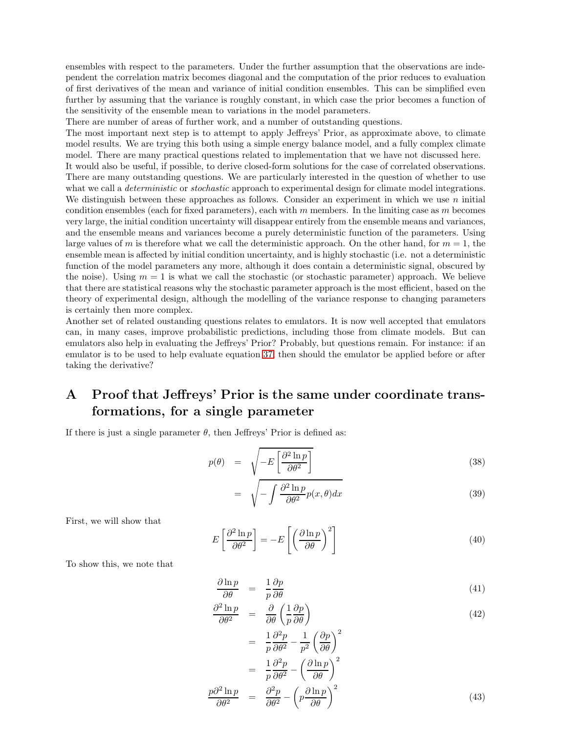ensembles with respect to the parameters. Under the further assumption that the observations are independent the correlation matrix becomes diagonal and the computation of the prior reduces to evaluation of first derivatives of the mean and variance of initial condition ensembles. This can be simplified even further by assuming that the variance is roughly constant, in which case the prior becomes a function of the sensitivity of the ensemble mean to variations in the model parameters.

There are number of areas of further work, and a number of outstanding questions.

The most important next step is to attempt to apply Jeffreys' Prior, as approximate above, to climate model results. We are trying this both using a simple energy balance model, and a fully complex climate model. There are many practical questions related to implementation that we have not discussed here.

It would also be useful, if possible, to derive closed-form solutions for the case of correlated observations.

There are many outstanding questions. We are particularly interested in the question of whether to use what we call a *deterministic* or *stochastic* approach to experimental design for climate model integrations. We distinguish between these approaches as follows. Consider an experiment in which we use $n$ initial condition ensembles (each for fixed parameters), each with $m$ members. In the limiting case as $m$ becomes very large, the initial condition uncertainty will disappear entirely from the ensemble means and variances, and the ensemble means and variances become a purely deterministic function of the parameters. Using large values of $m$ is therefore what we call the deterministic approach. On the other hand, for $m = 1$, the ensemble mean is affected by initial condition uncertainty, and is highly stochastic (i.e. not a deterministic function of the model parameters any more, although it does contain a deterministic signal, obscured by the noise). Using $m = 1$ is what we call the stochastic (or stochastic parameter) approach. We believe that there are statistical reasons why the stochastic parameter approach is the most efficient, based on the theory of experimental design, although the modelling of the variance response to changing parameters is certainly then more complex.

Another set of related oustanding questions relates to emulators. It is now well accepted that emulators can, in many cases, improve probabilistic predictions, including those from climate models. But can emulators also help in evaluating the Jeffreys' Prior? Probably, but questions remain. For instance: if an emulator is to be used to help evaluate equation 37, then should the emulator be applied before or after taking the derivative?

# A Proof that Jeffreys' Prior is the same under coordinate transformations, for a single parameter

If there is just a single parameter $\theta$, then Jeffreys' Prior is defined as:

$$p(\theta) = \sqrt{-E\left[\frac{\partial^2 \ln p}{\partial \theta^2}\right]} \tag{38}$$

$$= \sqrt{-\int \frac{\partial^2 \ln p}{\partial \theta^2} p(x,\theta) dx} \tag{39}$$

First, we will show that

$$E\left[\frac{\partial^2 \ln p}{\partial \theta^2}\right] = -E\left[\left(\frac{\partial \ln p}{\partial \theta}\right)^2\right] \tag{40}$$

To show this, we note that

$$\frac{\partial \ln p}{\partial \theta} = \frac{1}{p}\frac{\partial p}{\partial \theta} \tag{41}$$

$$\begin{aligned}
\frac{\partial^2 \ln p}{\partial \theta^2} &= \frac{\partial}{\partial \theta}\left(\frac{1}{p}\frac{\partial p}{\partial \theta}\right) \qquad (42) \\
&= \frac{1}{p}\frac{\partial^2 p}{\partial \theta^2} - \frac{1}{p^2}\left(\frac{\partial p}{\partial \theta}\right)^2 \\
&= \frac{1}{p}\frac{\partial^2 p}{\partial \theta^2} - \left(\frac{\partial \ln p}{\partial \theta}\right)^2 \\
\frac{p\partial^2 \ln p}{\partial \theta^2} &= \frac{\partial^2 p}{\partial \theta^2} - \left(p\frac{\partial \ln p}{\partial \theta}\right)^2 \qquad (43)
\end{aligned}$$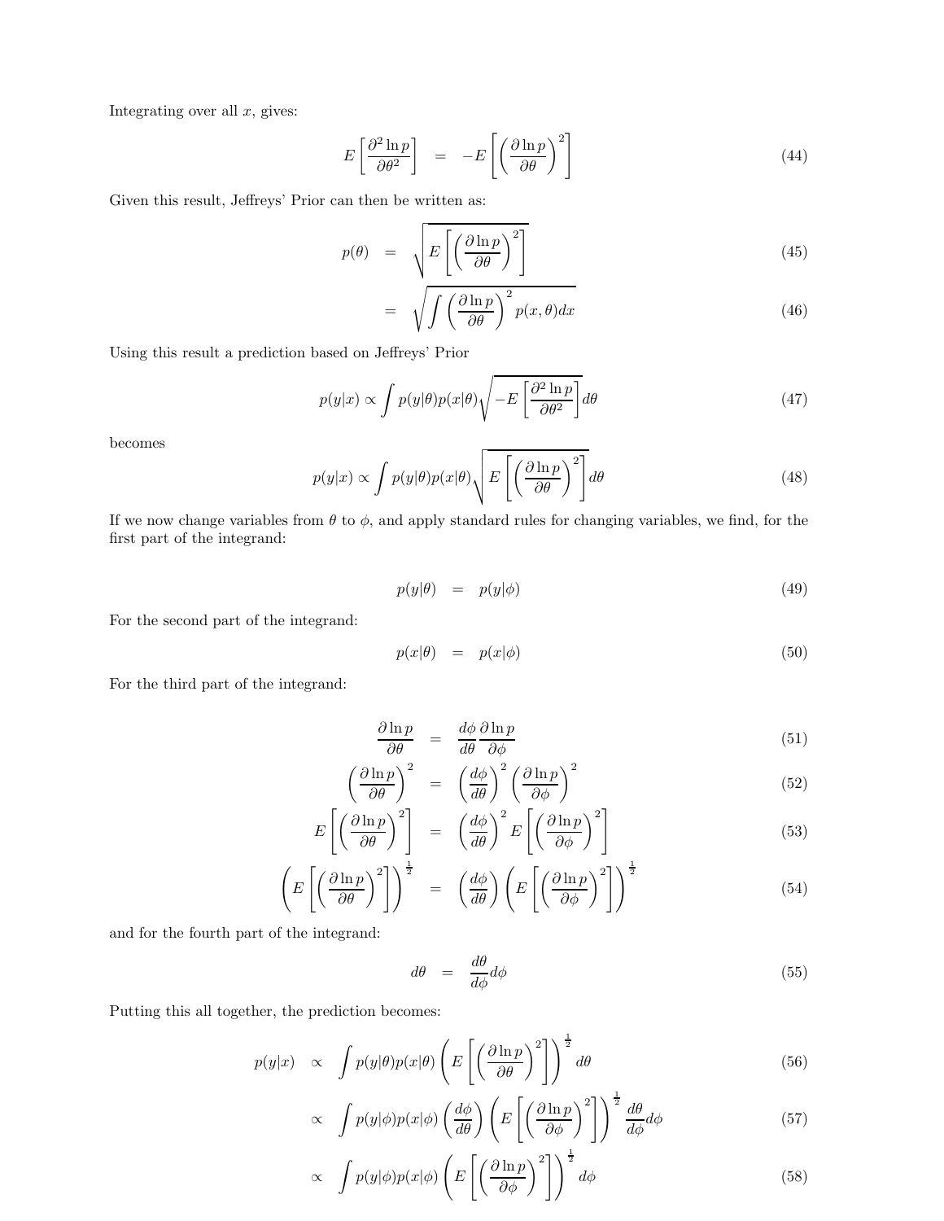Integrating over all $x$, gives:

$$E\left[\frac{\partial^2 \ln p}{\partial\theta^2}\right] = -E\left[\left(\frac{\partial \ln p}{\partial\theta}\right)^2\right] \tag{44}$$

Given this result, Jeffreys' Prior can then be written as:

$$p(\theta) = \sqrt{E\left[\left(\frac{\partial \ln p}{\partial\theta}\right)^2\right]} \tag{45}$$

$$= \sqrt{\int \left(\frac{\partial \ln p}{\partial\theta}\right)^2 p(x,\theta)dx} \tag{46}$$

Using this result a prediction based on Jeffreys' Prior

$$p(y|x) \propto \int p(y|\theta)p(x|\theta)\sqrt{-E\left[\frac{\partial^2 \ln p}{\partial\theta^2}\right]}d\theta \tag{47}$$

becomes

$$p(y|x) \propto \int p(y|\theta)p(x|\theta)\sqrt{E\left[\left(\frac{\partial \ln p}{\partial\theta}\right)^2\right]}d\theta \tag{48}$$

If we now change variables from $\theta$ to $\phi$, and apply standard rules for changing variables, we find, for the first part of the integrand:

$$p(y|\theta) = p(y|\phi) \tag{49}$$

For the second part of the integrand:

$$p(x|\theta) = p(x|\phi) \tag{50}$$

For the third part of the integrand:

$$\frac{\partial \ln p}{\partial\theta} = \frac{d\phi}{d\theta}\frac{\partial \ln p}{\partial\phi} \tag{51}$$

$$\left(\frac{\partial \ln p}{\partial\theta}\right)^2 = \left(\frac{d\phi}{d\theta}\right)^2\left(\frac{\partial \ln p}{\partial\phi}\right)^2 \tag{52}$$

$$E\left[\left(\frac{\partial \ln p}{\partial\theta}\right)^2\right] = \left(\frac{d\phi}{d\theta}\right)^2 E\left[\left(\frac{\partial \ln p}{\partial\phi}\right)^2\right] \tag{53}$$

$$\left(E\left[\left(\frac{\partial \ln p}{\partial\theta}\right)^2\right]\right)^{\frac{1}{2}} = \left(\frac{d\phi}{d\theta}\right)\left(E\left[\left(\frac{\partial \ln p}{\partial\phi}\right)^2\right]\right)^{\frac{1}{2}} \tag{54}$$

and for the fourth part of the integrand:

$$d\theta = \frac{d\theta}{d\phi}d\phi \tag{55}$$

Putting this all together, the prediction becomes:

$$p(y|x) \propto \int p(y|\theta)p(x|\theta)\left(E\left[\left(\frac{\partial \ln p}{\partial\theta}\right)^2\right]\right)^{\frac{1}{2}}d\theta \tag{56}$$

$$\propto \int p(y|\phi)p(x|\phi)\left(\frac{d\phi}{d\theta}\right)\left(E\left[\left(\frac{\partial \ln p}{\partial\phi}\right)^2\right]\right)^{\frac{1}{2}}\frac{d\theta}{d\phi}d\phi \tag{57}$$

$$\propto \int p(y|\phi)p(x|\phi)\left(E\left[\left(\frac{\partial \ln p}{\partial\phi}\right)^2\right]\right)^{\frac{1}{2}}d\phi \tag{58}$$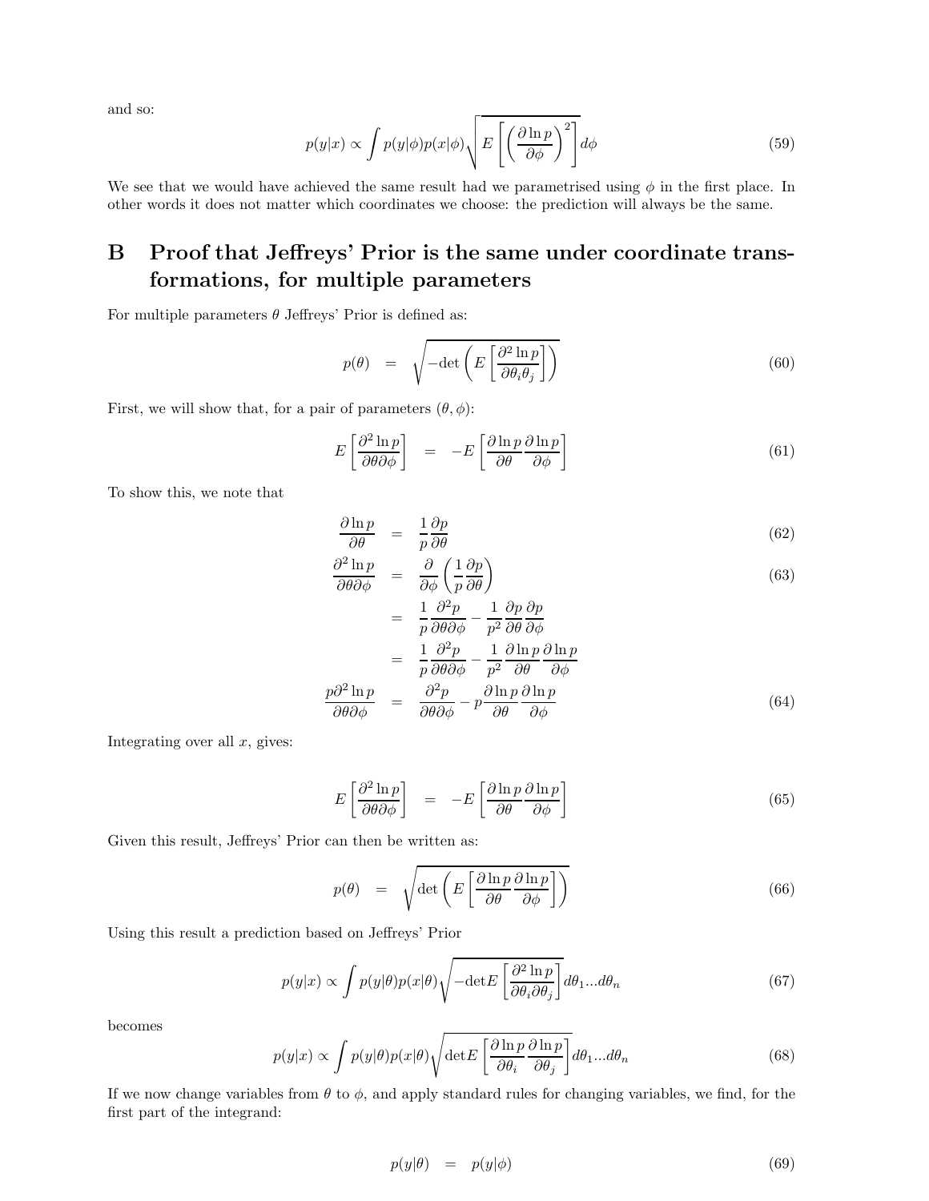and so:

$$p(y|x) \propto \int p(y|\phi)p(x|\phi)\sqrt{E\left[\left(\frac{\partial \ln p}{\partial \phi}\right)^2\right]}d\phi \tag{59}$$

We see that we would have achieved the same result had we parametrised using $\phi$ in the first place. In other words it does not matter which coordinates we choose: the prediction will always be the same.

# B Proof that Jeffreys' Prior is the same under coordinate transformations, for multiple parameters

For multiple parameters $\theta$ Jeffreys' Prior is defined as:

$$p(\theta) \quad = \quad \sqrt{-\det\left(E\left[\frac{\partial^2 \ln p}{\partial \theta_i \theta_j}\right]\right)} \tag{60}$$

First, we will show that, for a pair of parameters $(\theta, \phi)$:

$$E\left[\frac{\partial^2 \ln p}{\partial \theta \partial \phi}\right] \quad = \quad -E\left[\frac{\partial \ln p}{\partial \theta}\frac{\partial \ln p}{\partial \phi}\right] \tag{61}$$

To show this, we note that

$$\frac{\partial \ln p}{\partial \theta} \quad = \quad \frac{1}{p}\frac{\partial p}{\partial \theta} \tag{62}$$

$$\begin{aligned}
\frac{\partial^2 \ln p}{\partial \theta \partial \phi} \quad &= \quad \frac{\partial}{\partial \phi}\left(\frac{1}{p}\frac{\partial p}{\partial \theta}\right) \qquad (63) \\
&= \quad \frac{1}{p}\frac{\partial^2 p}{\partial \theta \partial \phi} - \frac{1}{p^2}\frac{\partial p}{\partial \theta}\frac{\partial p}{\partial \phi} \\
&= \quad \frac{1}{p}\frac{\partial^2 p}{\partial \theta \partial \phi} - \frac{1}{p^2}\frac{\partial \ln p}{\partial \theta}\frac{\partial \ln p}{\partial \phi}
\end{aligned}$$

$$\frac{p\partial^2 \ln p}{\partial \theta \partial \phi} \quad = \quad \frac{\partial^2 p}{\partial \theta \partial \phi} - p\frac{\partial \ln p}{\partial \theta}\frac{\partial \ln p}{\partial \phi} \tag{64}$$

Integrating over all $x$, gives:

$$E\left[\frac{\partial^2 \ln p}{\partial \theta \partial \phi}\right] \quad = \quad -E\left[\frac{\partial \ln p}{\partial \theta}\frac{\partial \ln p}{\partial \phi}\right] \tag{65}$$

Given this result, Jeffreys' Prior can then be written as:

$$p(\theta) \quad = \quad \sqrt{\det\left(E\left[\frac{\partial \ln p}{\partial \theta}\frac{\partial \ln p}{\partial \phi}\right]\right)} \tag{66}$$

Using this result a prediction based on Jeffreys' Prior

$$p(y|x) \propto \int p(y|\theta)p(x|\theta)\sqrt{-\det E\left[\frac{\partial^2 \ln p}{\partial \theta_i \partial \theta_j}\right]}d\theta_1...d\theta_n \tag{67}$$

becomes

$$p(y|x) \propto \int p(y|\theta)p(x|\theta)\sqrt{\det E\left[\frac{\partial \ln p}{\partial \theta_i}\frac{\partial \ln p}{\partial \theta_j}\right]}d\theta_1...d\theta_n \tag{68}$$

If we now change variables from $\theta$ to $\phi$, and apply standard rules for changing variables, we find, for the first part of the integrand:

$$p(y|\theta) \quad = \quad p(y|\phi) \tag{69}$$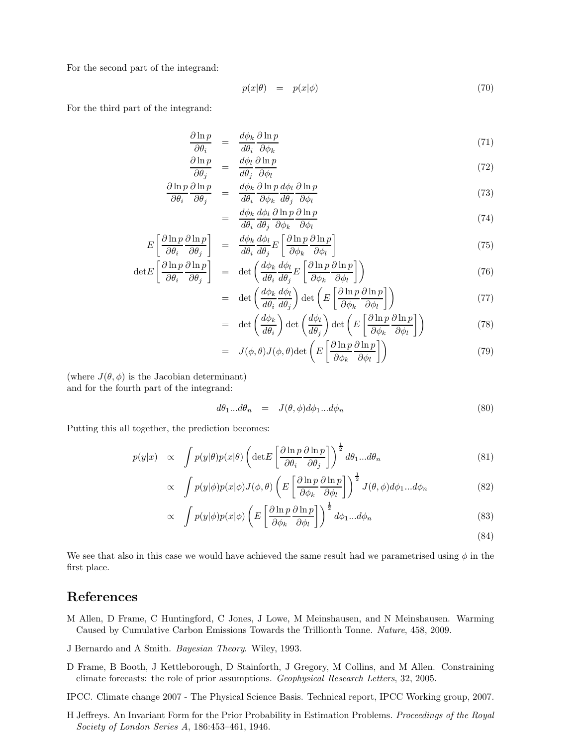For the second part of the integrand:

$$p(x|\theta) \quad = \quad p(x|\phi) \tag{70}$$

For the third part of the integrand:

$$\frac{\partial \ln p}{\partial \theta_i} = \frac{d\phi_k}{d\theta_i}\frac{\partial \ln p}{\partial \phi_k} \tag{71}$$

$$\frac{\partial \ln p}{\partial \theta_j} = \frac{d\phi_l}{d\theta_j}\frac{\partial \ln p}{\partial \phi_l} \tag{72}$$

$$\frac{\partial \ln p}{\partial \theta_i}\frac{\partial \ln p}{\partial \theta_j} = \frac{d\phi_k}{d\theta_i}\frac{\partial \ln p}{\partial \phi_k}\frac{d\phi_l}{d\theta_j}\frac{\partial \ln p}{\partial \phi_l} \tag{73}$$

$$= \frac{d\phi_k}{d\theta_i}\frac{d\phi_l}{d\theta_j}\frac{\partial \ln p}{\partial \phi_k}\frac{\partial \ln p}{\partial \phi_l} \tag{74}$$

$$E\left[\frac{\partial \ln p}{\partial \theta_i}\frac{\partial \ln p}{\partial \theta_j}\right] = \frac{d\phi_k}{d\theta_i}\frac{d\phi_l}{d\theta_j}E\left[\frac{\partial \ln p}{\partial \phi_k}\frac{\partial \ln p}{\partial \phi_l}\right] \tag{75}$$

$$\det E\left[\frac{\partial \ln p}{\partial \theta_i}\frac{\partial \ln p}{\partial \theta_j}\right] = \det\left(\frac{d\phi_k}{d\theta_i}\frac{d\phi_l}{d\theta_j}E\left[\frac{\partial \ln p}{\partial \phi_k}\frac{\partial \ln p}{\partial \phi_l}\right]\right) \tag{76}$$

$$= \det\left(\frac{d\phi_k}{d\theta_i}\frac{d\phi_l}{d\theta_j}\right)\det\left(E\left[\frac{\partial \ln p}{\partial \phi_k}\frac{\partial \ln p}{\partial \phi_l}\right]\right) \tag{77}$$

$$= \det\left(\frac{d\phi_k}{d\theta_i}\right)\det\left(\frac{d\phi_l}{d\theta_j}\right)\det\left(E\left[\frac{\partial \ln p}{\partial \phi_k}\frac{\partial \ln p}{\partial \phi_l}\right]\right) \tag{78}$$

$$= J(\phi,\theta)J(\phi,\theta)\det\left(E\left[\frac{\partial \ln p}{\partial \phi_k}\frac{\partial \ln p}{\partial \phi_l}\right]\right) \tag{79}$$

(where $J(\theta, \phi)$ is the Jacobian determinant)
and for the fourth part of the integrand:

$$d\theta_1...d\theta_n \quad = \quad J(\theta,\phi)d\phi_1...d\phi_n \tag{80}$$

Putting this all together, the prediction becomes:

$$p(y|x) \propto \int p(y|\theta)p(x|\theta)\left(\det E\left[\frac{\partial \ln p}{\partial \theta_i}\frac{\partial \ln p}{\partial \theta_j}\right]\right)^{\frac{1}{2}} d\theta_1...d\theta_n \tag{81}$$

$$\propto \int p(y|\phi)p(x|\phi)J(\phi,\theta)\left(E\left[\frac{\partial \ln p}{\partial \phi_k}\frac{\partial \ln p}{\partial \phi_l}\right]\right)^{\frac{1}{2}} J(\theta,\phi)d\phi_1...d\phi_n \tag{82}$$

$$\propto \int p(y|\phi)p(x|\phi)\left(E\left[\frac{\partial \ln p}{\partial \phi_k}\frac{\partial \ln p}{\partial \phi_l}\right]\right)^{\frac{1}{2}} d\phi_1...d\phi_n \tag{83}$$

$$\tag{84}$$

We see that also in this case we would have achieved the same result had we parametrised using $\phi$ in the first place.

## References

M Allen, D Frame, C Huntingford, C Jones, J Lowe, M Meinshausen, and N Meinshausen. Warming Caused by Cumulative Carbon Emissions Towards the Trillionth Tonne. *Nature*, 458, 2009.

J Bernardo and A Smith. *Bayesian Theory*. Wiley, 1993.

D Frame, B Booth, J Kettleborough, D Stainforth, J Gregory, M Collins, and M Allen. Constraining climate forecasts: the role of prior assumptions. *Geophysical Research Letters*, 32, 2005.

IPCC. Climate change 2007 - The Physical Science Basis. Technical report, IPCC Working group, 2007.

H Jeffreys. An Invariant Form for the Prior Probability in Estimation Problems. *Proceedings of the Royal Society of London Series A*, 186:453–461, 1946.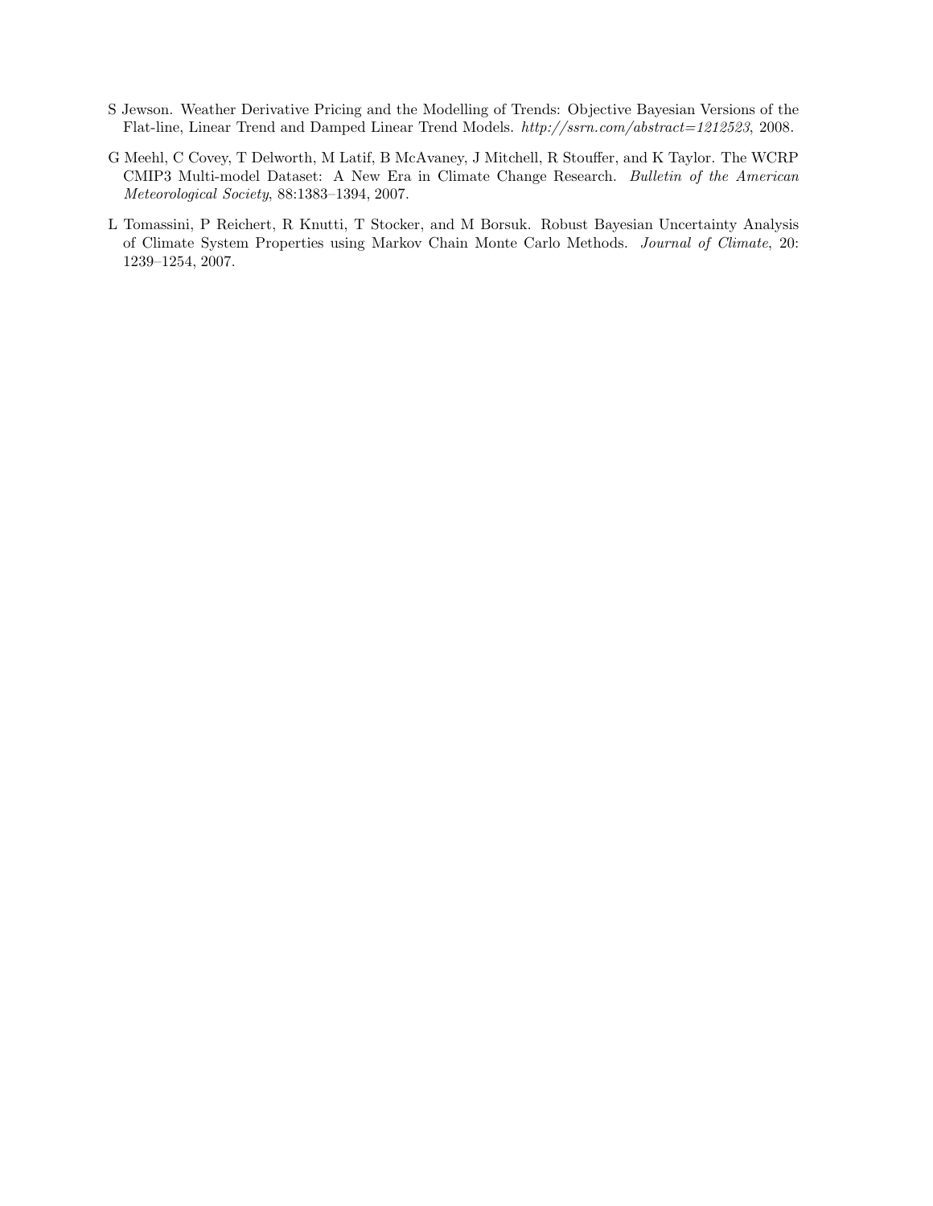S Jewson. Weather Derivative Pricing and the Modelling of Trends: Objective Bayesian Versions of the Flat-line, Linear Trend and Damped Linear Trend Models. *http://ssrn.com/abstract=1212523*, 2008.

G Meehl, C Covey, T Delworth, M Latif, B McAvaney, J Mitchell, R Stouffer, and K Taylor. The WCRP CMIP3 Multi-model Dataset: A New Era in Climate Change Research. *Bulletin of the American Meteorological Society*, 88:1383–1394, 2007.

L Tomassini, P Reichert, R Knutti, T Stocker, and M Borsuk. Robust Bayesian Uncertainty Analysis of Climate System Properties using Markov Chain Monte Carlo Methods. *Journal of Climate*, 20: 1239–1254, 2007.